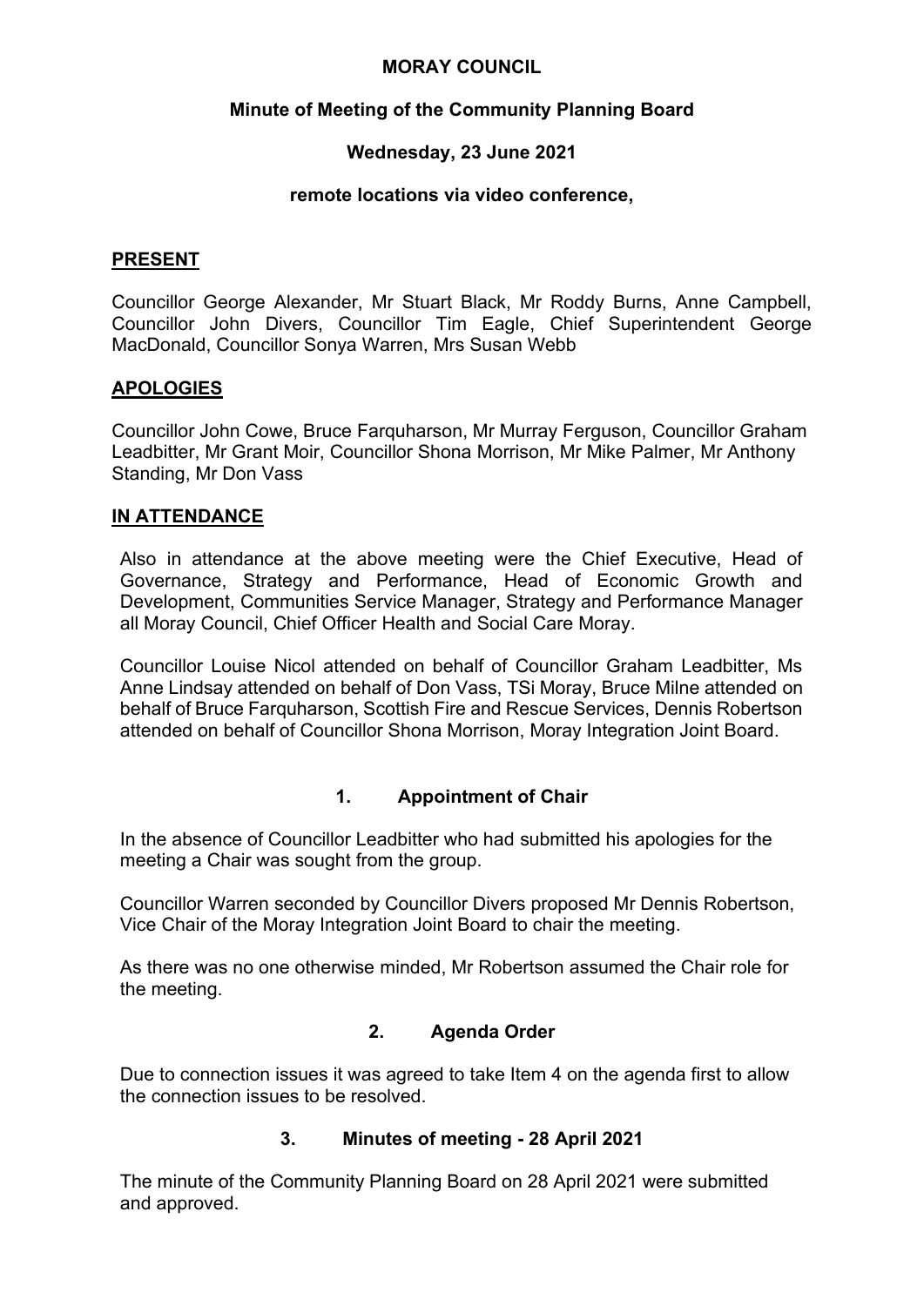# MORAY COUNCIL

## Minute of Meeting of the Community Planning Board

### Wednesday, 23 June 2021

### remote locations via video conference,

**PRESENT**

Councillor George Alexander, Mr Stuart Black, Mr Roddy Burns, Anne Campbell, Councillor John Divers, Councillor Tim Eagle, Chief Superintendent George MacDonald, Councillor Sonya Warren, Mrs Susan Webb

**APOLOGIES**

Councillor John Cowe, Bruce Farquharson, Mr Murray Ferguson, Councillor Graham Leadbitter, Mr Grant Moir, Councillor Shona Morrison, Mr Mike Palmer, Mr Anthony Standing, Mr Don Vass

**IN ATTENDANCE**

Also in attendance at the above meeting were the Chief Executive, Head of Governance, Strategy and Performance, Head of Economic Growth and Development, Communities Service Manager, Strategy and Performance Manager all Moray Council, Chief Officer Health and Social Care Moray.

Councillor Louise Nicol attended on behalf of Councillor Graham Leadbitter, Ms Anne Lindsay attended on behalf of Don Vass, TSi Moray, Bruce Milne attended on behalf of Bruce Farquharson, Scottish Fire and Rescue Services, Dennis Robertson attended on behalf of Councillor Shona Morrison, Moray Integration Joint Board.

**1. Appointment of Chair**

In the absence of Councillor Leadbitter who had submitted his apologies for the meeting a Chair was sought from the group.

Councillor Warren seconded by Councillor Divers proposed Mr Dennis Robertson, Vice Chair of the Moray Integration Joint Board to chair the meeting.

As there was no one otherwise minded, Mr Robertson assumed the Chair role for the meeting.

**2. Agenda Order**

Due to connection issues it was agreed to take Item 4 on the agenda first to allow the connection issues to be resolved.

**3. Minutes of meeting - 28 April 2021**

The minute of the Community Planning Board on 28 April 2021 were submitted and approved.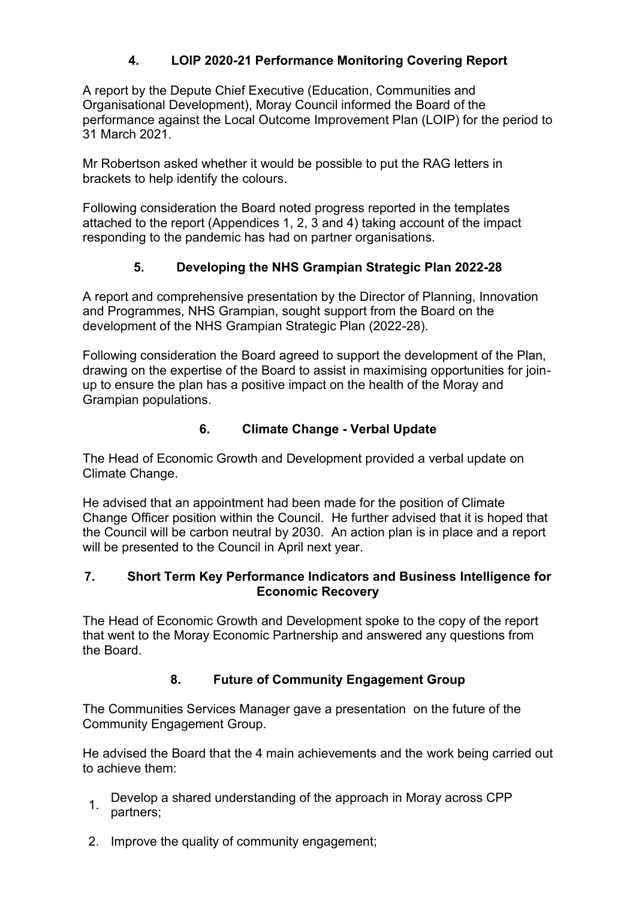## 4. LOIP 2020-21 Performance Monitoring Covering Report

A report by the Depute Chief Executive (Education, Communities and Organisational Development), Moray Council informed the Board of the performance against the Local Outcome Improvement Plan (LOIP) for the period to 31 March 2021.

Mr Robertson asked whether it would be possible to put the RAG letters in brackets to help identify the colours.

Following consideration the Board noted progress reported in the templates attached to the report (Appendices 1, 2, 3 and 4) taking account of the impact responding to the pandemic has had on partner organisations.

## 5. Developing the NHS Grampian Strategic Plan 2022-28

A report and comprehensive presentation by the Director of Planning, Innovation and Programmes, NHS Grampian, sought support from the Board on the development of the NHS Grampian Strategic Plan (2022-28).

Following consideration the Board agreed to support the development of the Plan, drawing on the expertise of the Board to assist in maximising opportunities for join-up to ensure the plan has a positive impact on the health of the Moray and Grampian populations.

## 6. Climate Change - Verbal Update

The Head of Economic Growth and Development provided a verbal update on Climate Change.

He advised that an appointment had been made for the position of Climate Change Officer position within the Council. He further advised that it is hoped that the Council will be carbon neutral by 2030. An action plan is in place and a report will be presented to the Council in April next year.

## 7. Short Term Key Performance Indicators and Business Intelligence for Economic Recovery

The Head of Economic Growth and Development spoke to the copy of the report that went to the Moray Economic Partnership and answered any questions from the Board.

## 8. Future of Community Engagement Group

The Communities Services Manager gave a presentation on the future of the Community Engagement Group.

He advised the Board that the 4 main achievements and the work being carried out to achieve them:

1. Develop a shared understanding of the approach in Moray across CPP partners;
2. Improve the quality of community engagement;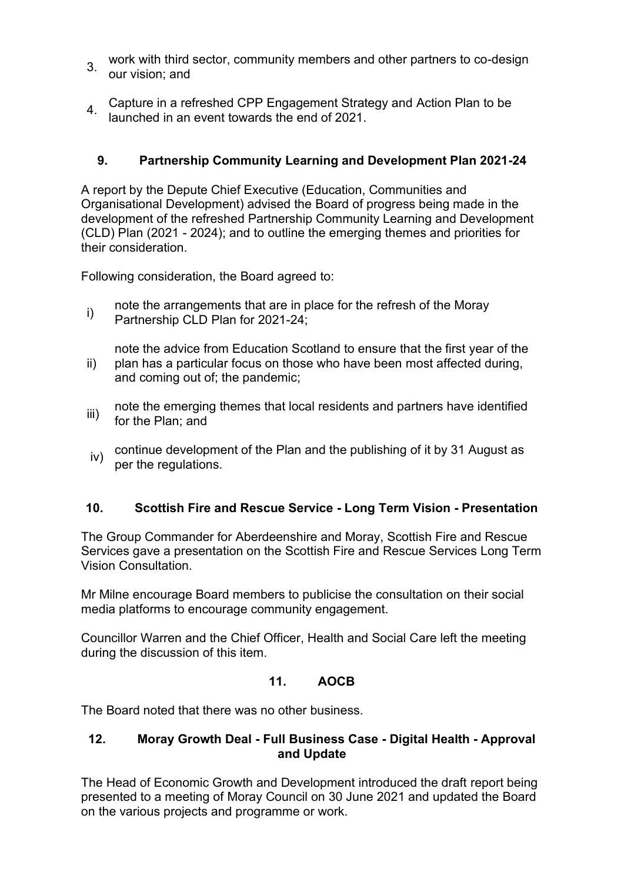3. work with third sector, community members and other partners to co-design our vision; and

4. Capture in a refreshed CPP Engagement Strategy and Action Plan to be launched in an event towards the end of 2021.

## 9. Partnership Community Learning and Development Plan 2021-24

A report by the Depute Chief Executive (Education, Communities and Organisational Development) advised the Board of progress being made in the development of the refreshed Partnership Community Learning and Development (CLD) Plan (2021 - 2024); and to outline the emerging themes and priorities for their consideration.

Following consideration, the Board agreed to:

i) note the arrangements that are in place for the refresh of the Moray Partnership CLD Plan for 2021-24;

ii) note the advice from Education Scotland to ensure that the first year of the plan has a particular focus on those who have been most affected during, and coming out of; the pandemic;

iii) note the emerging themes that local residents and partners have identified for the Plan; and

iv) continue development of the Plan and the publishing of it by 31 August as per the regulations.

## 10. Scottish Fire and Rescue Service - Long Term Vision - Presentation

The Group Commander for Aberdeenshire and Moray, Scottish Fire and Rescue Services gave a presentation on the Scottish Fire and Rescue Services Long Term Vision Consultation.

Mr Milne encourage Board members to publicise the consultation on their social media platforms to encourage community engagement.

Councillor Warren and the Chief Officer, Health and Social Care left the meeting during the discussion of this item.

## 11. AOCB

The Board noted that there was no other business.

## 12. Moray Growth Deal - Full Business Case - Digital Health - Approval and Update

The Head of Economic Growth and Development introduced the draft report being presented to a meeting of Moray Council on 30 June 2021 and updated the Board on the various projects and programme or work.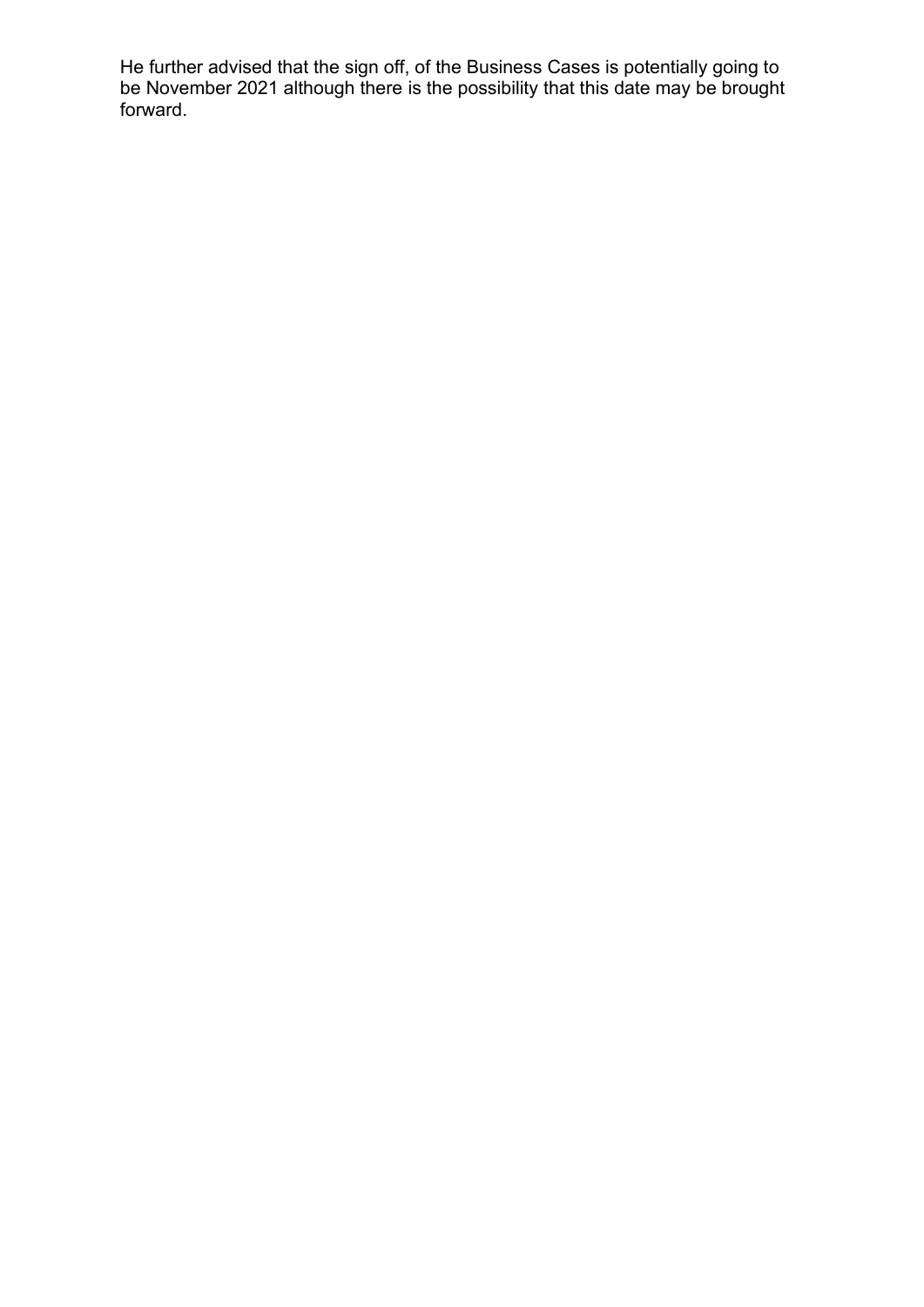He further advised that the sign off, of the Business Cases is potentially going to be November 2021 although there is the possibility that this date may be brought forward.